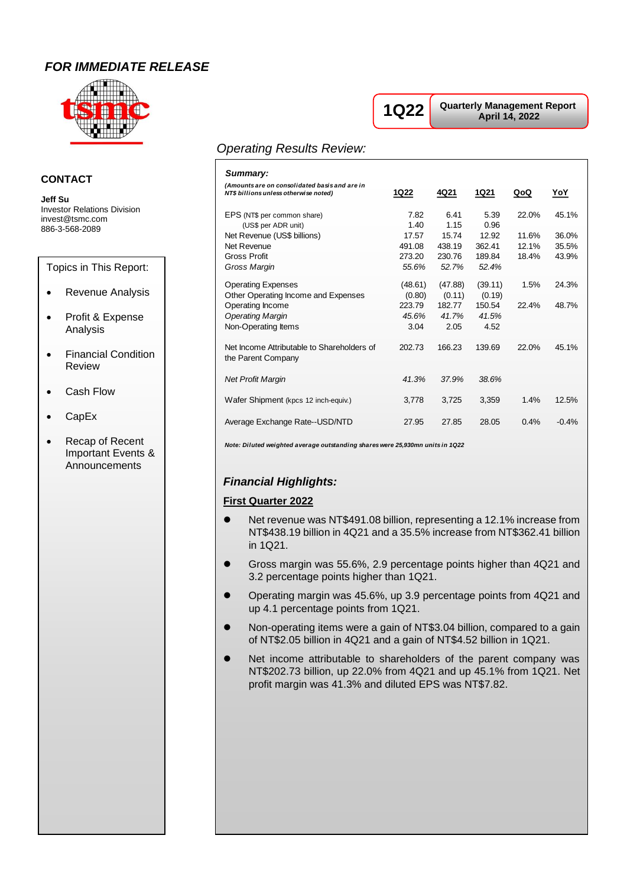***FOR IMMEDIATE RELEASE***

**1Q22** | **Quarterly Management Report**
**April 14, 2022**

## CONTACT

**Jeff Su**
Investor Relations Division
invest@tsmc.com
886-3-568-2089

Topics in This Report:

- Revenue Analysis
- Profit & Expense Analysis
- Financial Condition Review
- Cash Flow
- CapEx
- Recap of Recent Important Events & Announcements

## *Operating Results Review:*

***Summary:***

| *(Amounts are on consolidated basis and are in NT$ billions unless otherwise noted)* | 1Q22 | 4Q21 | 1Q21 | QoQ | YoY |
|---|---|---|---|---|---|
| EPS (NT$ per common share) | 7.82 | 6.41 | 5.39 | 22.0% | 45.1% |
| (US$ per ADR unit) | 1.40 | 1.15 | 0.96 | | |
| Net Revenue (US$ billions) | 17.57 | 15.74 | 12.92 | 11.6% | 36.0% |
| Net Revenue | 491.08 | 438.19 | 362.41 | 12.1% | 35.5% |
| Gross Profit | 273.20 | 230.76 | 189.84 | 18.4% | 43.9% |
| *Gross Margin* | *55.6%* | *52.7%* | *52.4%* | | |
| Operating Expenses | (48.61) | (47.88) | (39.11) | 1.5% | 24.3% |
| Other Operating Income and Expenses | (0.80) | (0.11) | (0.19) | | |
| Operating Income | 223.79 | 182.77 | 150.54 | 22.4% | 48.7% |
| *Operating Margin* | *45.6%* | *41.7%* | *41.5%* | | |
| Non-Operating Items | 3.04 | 2.05 | 4.52 | | |
| Net Income Attributable to Shareholders of the Parent Company | 202.73 | 166.23 | 139.69 | 22.0% | 45.1% |
| *Net Profit Margin* | *41.3%* | *37.9%* | *38.6%* | | |
| Wafer Shipment (kpcs 12 inch-equiv.) | 3,778 | 3,725 | 3,359 | 1.4% | 12.5% |
| Average Exchange Rate--USD/NTD | 27.95 | 27.85 | 28.05 | 0.4% | -0.4% |

***Note: Diluted weighted average outstanding shares were 25,930mn units in 1Q22***

## *Financial Highlights:*

**First Quarter 2022**

- Net revenue was NT$491.08 billion, representing a 12.1% increase from NT$438.19 billion in 4Q21 and a 35.5% increase from NT$362.41 billion in 1Q21.
- Gross margin was 55.6%, 2.9 percentage points higher than 4Q21 and 3.2 percentage points higher than 1Q21.
- Operating margin was 45.6%, up 3.9 percentage points from 4Q21 and up 4.1 percentage points from 1Q21.
- Non-operating items were a gain of NT$3.04 billion, compared to a gain of NT$2.05 billion in 4Q21 and a gain of NT$4.52 billion in 1Q21.
- Net income attributable to shareholders of the parent company was NT$202.73 billion, up 22.0% from 4Q21 and up 45.1% from 1Q21. Net profit margin was 41.3% and diluted EPS was NT$7.82.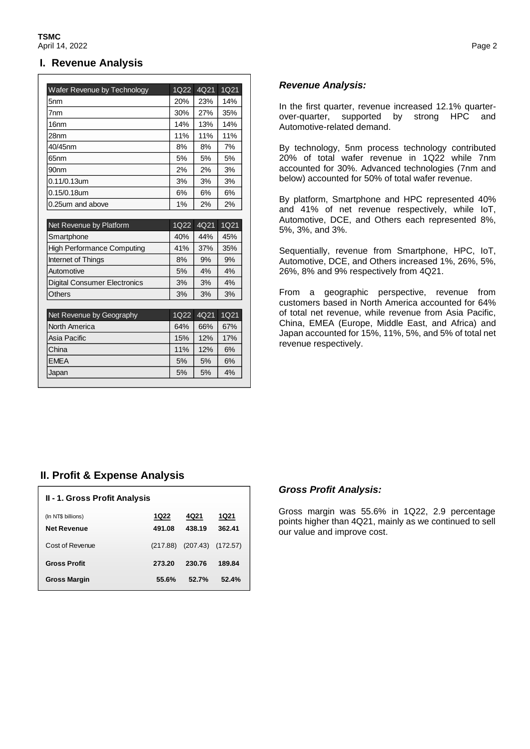## I. Revenue Analysis

| Wafer Revenue by Technology | 1Q22 | 4Q21 | 1Q21 |
|---|---|---|---|
| 5nm | 20% | 23% | 14% |
| 7nm | 30% | 27% | 35% |
| 16nm | 14% | 13% | 14% |
| 28nm | 11% | 11% | 11% |
| 40/45nm | 8% | 8% | 7% |
| 65nm | 5% | 5% | 5% |
| 90nm | 2% | 2% | 3% |
| 0.11/0.13um | 3% | 3% | 3% |
| 0.15/0.18um | 6% | 6% | 6% |
| 0.25um and above | 1% | 2% | 2% |

| Net Revenue by Platform | 1Q22 | 4Q21 | 1Q21 |
|---|---|---|---|
| Smartphone | 40% | 44% | 45% |
| High Performance Computing | 41% | 37% | 35% |
| Internet of Things | 8% | 9% | 9% |
| Automotive | 5% | 4% | 4% |
| Digital Consumer Electronics | 3% | 3% | 4% |
| Others | 3% | 3% | 3% |

| Net Revenue by Geography | 1Q22 | 4Q21 | 1Q21 |
|---|---|---|---|
| North America | 64% | 66% | 67% |
| Asia Pacific | 15% | 12% | 17% |
| China | 11% | 12% | 6% |
| EMEA | 5% | 5% | 6% |
| Japan | 5% | 5% | 4% |

### *Revenue Analysis:*

In the first quarter, revenue increased 12.1% quarter-over-quarter, supported by strong HPC and Automotive-related demand.

By technology, 5nm process technology contributed 20% of total wafer revenue in 1Q22 while 7nm accounted for 30%. Advanced technologies (7nm and below) accounted for 50% of total wafer revenue.

By platform, Smartphone and HPC represented 40% and 41% of net revenue respectively, while IoT, Automotive, DCE, and Others each represented 8%, 5%, 3%, and 3%.

Sequentially, revenue from Smartphone, HPC, IoT, Automotive, DCE, and Others increased 1%, 26%, 5%, 26%, 8% and 9% respectively from 4Q21.

From a geographic perspective, revenue from customers based in North America accounted for 64% of total net revenue, while revenue from Asia Pacific, China, EMEA (Europe, Middle East, and Africa) and Japan accounted for 15%, 11%, 5%, and 5% of total net revenue respectively.

## II. Profit & Expense Analysis

**II - 1. Gross Profit Analysis**

| (In NT$ billions) | 1Q22 | 4Q21 | 1Q21 |
|---|---|---|---|
| **Net Revenue** | **491.08** | **438.19** | **362.41** |
| Cost of Revenue | (217.88) | (207.43) | (172.57) |
| **Gross Profit** | **273.20** | **230.76** | **189.84** |
| **Gross Margin** | **55.6%** | **52.7%** | **52.4%** |

### *Gross Profit Analysis:*

Gross margin was 55.6% in 1Q22, 2.9 percentage points higher than 4Q21, mainly as we continued to sell our value and improve cost.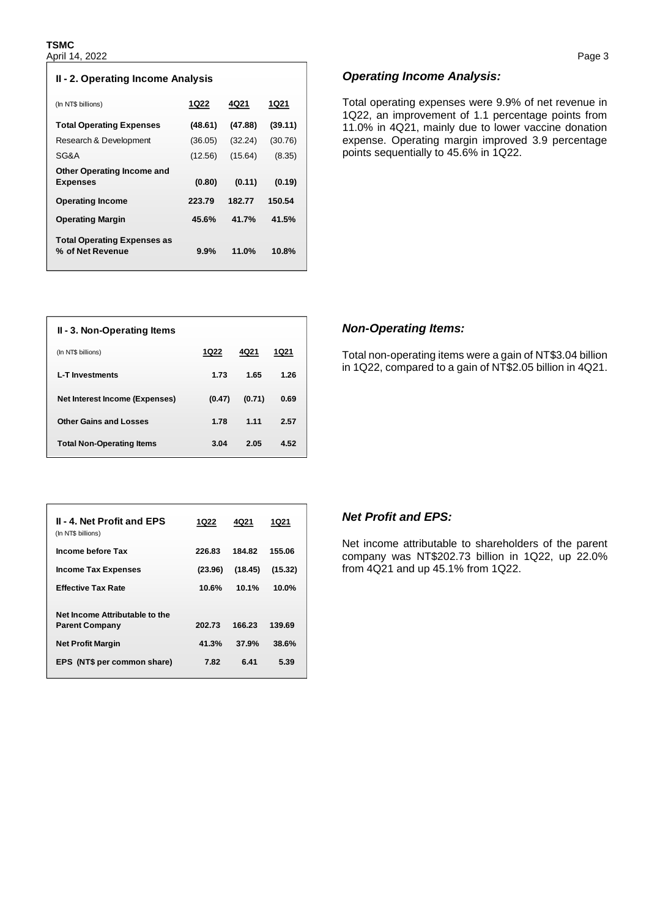TSMC
April 14, 2022

### II - 2. Operating Income Analysis

| (In NT$ billions) | 1Q22 | 4Q21 | 1Q21 |
|---|---|---|---|
| **Total Operating Expenses** | **(48.61)** | **(47.88)** | **(39.11)** |
| Research & Development | (36.05) | (32.24) | (30.76) |
| SG&A | (12.56) | (15.64) | (8.35) |
| **Other Operating Income and Expenses** | **(0.80)** | **(0.11)** | **(0.19)** |
| **Operating Income** | **223.79** | **182.77** | **150.54** |
| **Operating Margin** | **45.6%** | **41.7%** | **41.5%** |
| **Total Operating Expenses as % of Net Revenue** | **9.9%** | **11.0%** | **10.8%** |

### *Operating Income Analysis:*

Total operating expenses were 9.9% of net revenue in 1Q22, an improvement of 1.1 percentage points from 11.0% in 4Q21, mainly due to lower vaccine donation expense. Operating margin improved 3.9 percentage points sequentially to 45.6% in 1Q22.

### II - 3. Non-Operating Items

| (In NT$ billions) | 1Q22 | 4Q21 | 1Q21 |
|---|---|---|---|
| **L-T Investments** | **1.73** | **1.65** | **1.26** |
| **Net Interest Income (Expenses)** | **(0.47)** | **(0.71)** | **0.69** |
| **Other Gains and Losses** | **1.78** | **1.11** | **2.57** |
| **Total Non-Operating Items** | **3.04** | **2.05** | **4.52** |

### *Non-Operating Items:*

Total non-operating items were a gain of NT$3.04 billion in 1Q22, compared to a gain of NT$2.05 billion in 4Q21.

### II - 4. Net Profit and EPS

| (In NT$ billions) | 1Q22 | 4Q21 | 1Q21 |
|---|---|---|---|
| **Income before Tax** | **226.83** | **184.82** | **155.06** |
| **Income Tax Expenses** | **(23.96)** | **(18.45)** | **(15.32)** |
| **Effective Tax Rate** | **10.6%** | **10.1%** | **10.0%** |
| **Net Income Attributable to the Parent Company** | **202.73** | **166.23** | **139.69** |
| **Net Profit Margin** | **41.3%** | **37.9%** | **38.6%** |
| **EPS (NT$ per common share)** | **7.82** | **6.41** | **5.39** |

### *Net Profit and EPS:*

Net income attributable to shareholders of the parent company was NT$202.73 billion in 1Q22, up 22.0% from 4Q21 and up 45.1% from 1Q22.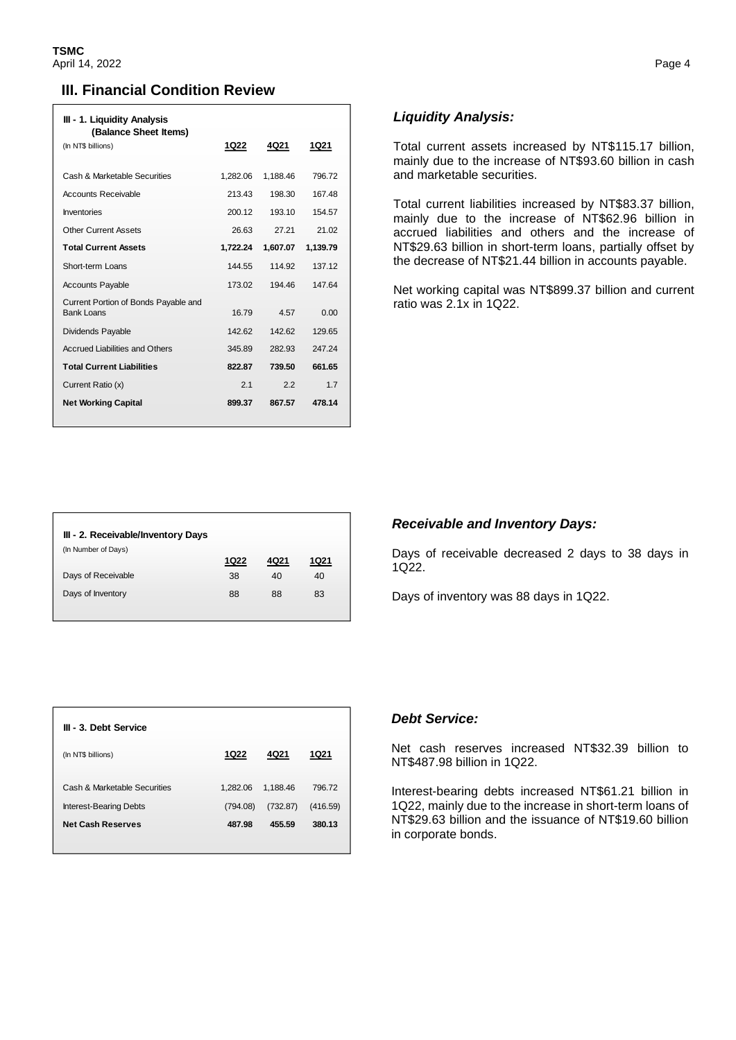## III. Financial Condition Review

| III - 1. Liquidity Analysis (Balance Sheet Items) (In NT$ billions) | 1Q22 | 4Q21 | 1Q21 |
|---|---|---|---|
| Cash & Marketable Securities | 1,282.06 | 1,188.46 | 796.72 |
| Accounts Receivable | 213.43 | 198.30 | 167.48 |
| Inventories | 200.12 | 193.10 | 154.57 |
| Other Current Assets | 26.63 | 27.21 | 21.02 |
| **Total Current Assets** | **1,722.24** | **1,607.07** | **1,139.79** |
| Short-term Loans | 144.55 | 114.92 | 137.12 |
| Accounts Payable | 173.02 | 194.46 | 147.64 |
| Current Portion of Bonds Payable and Bank Loans | 16.79 | 4.57 | 0.00 |
| Dividends Payable | 142.62 | 142.62 | 129.65 |
| Accrued Liabilities and Others | 345.89 | 282.93 | 247.24 |
| **Total Current Liabilities** | **822.87** | **739.50** | **661.65** |
| Current Ratio (x) | 2.1 | 2.2 | 1.7 |
| **Net Working Capital** | **899.37** | **867.57** | **478.14** |

### *Liquidity Analysis:*

Total current assets increased by NT$115.17 billion, mainly due to the increase of NT$93.60 billion in cash and marketable securities.

Total current liabilities increased by NT$83.37 billion, mainly due to the increase of NT$62.96 billion in accrued liabilities and others and the increase of NT$29.63 billion in short-term loans, partially offset by the decrease of NT$21.44 billion in accounts payable.

Net working capital was NT$899.37 billion and current ratio was 2.1x in 1Q22.

| III - 2. Receivable/Inventory Days (In Number of Days) | 1Q22 | 4Q21 | 1Q21 |
|---|---|---|---|
| Days of Receivable | 38 | 40 | 40 |
| Days of Inventory | 88 | 88 | 83 |

### *Receivable and Inventory Days:*

Days of receivable decreased 2 days to 38 days in 1Q22.

Days of inventory was 88 days in 1Q22.

| III - 3. Debt Service (In NT$ billions) | 1Q22 | 4Q21 | 1Q21 |
|---|---|---|---|
| Cash & Marketable Securities | 1,282.06 | 1,188.46 | 796.72 |
| Interest-Bearing Debts | (794.08) | (732.87) | (416.59) |
| **Net Cash Reserves** | **487.98** | **455.59** | **380.13** |

### *Debt Service:*

Net cash reserves increased NT$32.39 billion to NT$487.98 billion in 1Q22.

Interest-bearing debts increased NT$61.21 billion in 1Q22, mainly due to the increase in short-term loans of NT$29.63 billion and the issuance of NT$19.60 billion in corporate bonds.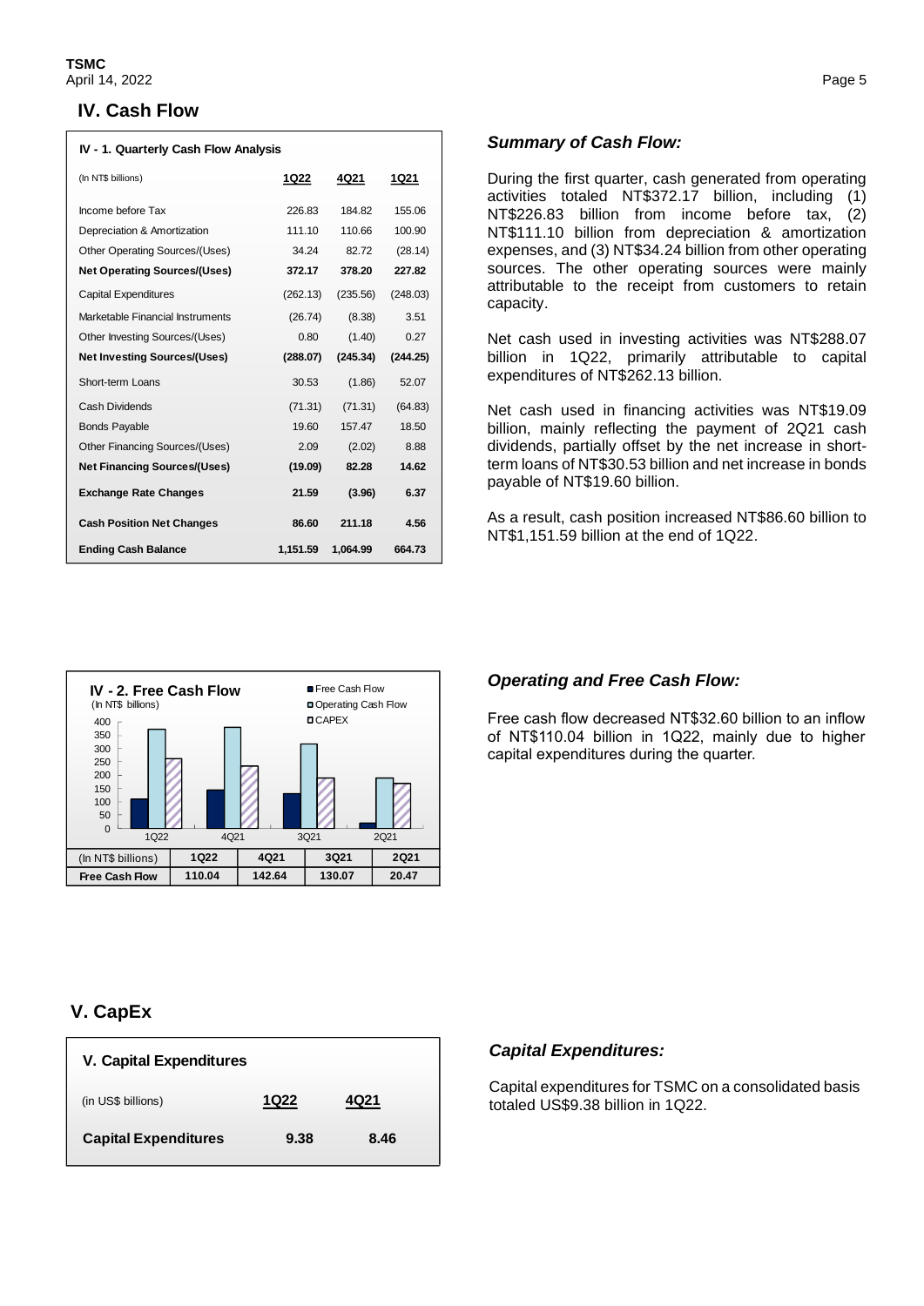## IV. Cash Flow

### IV - 1. Quarterly Cash Flow Analysis

| (In NT$ billions) | 1Q22 | 4Q21 | 1Q21 |
|---|---|---|---|
| Income before Tax | 226.83 | 184.82 | 155.06 |
| Depreciation & Amortization | 111.10 | 110.66 | 100.90 |
| Other Operating Sources/(Uses) | 34.24 | 82.72 | (28.14) |
| **Net Operating Sources/(Uses)** | **372.17** | **378.20** | **227.82** |
| Capital Expenditures | (262.13) | (235.56) | (248.03) |
| Marketable Financial Instruments | (26.74) | (8.38) | 3.51 |
| Other Investing Sources/(Uses) | 0.80 | (1.40) | 0.27 |
| **Net Investing Sources/(Uses)** | **(288.07)** | **(245.34)** | **(244.25)** |
| Short-term Loans | 30.53 | (1.86) | 52.07 |
| Cash Dividends | (71.31) | (71.31) | (64.83) |
| Bonds Payable | 19.60 | 157.47 | 18.50 |
| Other Financing Sources/(Uses) | 2.09 | (2.02) | 8.88 |
| **Net Financing Sources/(Uses)** | **(19.09)** | **82.28** | **14.62** |
| **Exchange Rate Changes** | **21.59** | **(3.96)** | **6.37** |
| **Cash Position Net Changes** | **86.60** | **211.18** | **4.56** |
| **Ending Cash Balance** | **1,151.59** | **1,064.99** | **664.73** |

### *Summary of Cash Flow:*

During the first quarter, cash generated from operating activities totaled NT$372.17 billion, including (1) NT$226.83 billion from income before tax, (2) NT$111.10 billion from depreciation & amortization expenses, and (3) NT$34.24 billion from other operating sources. The other operating sources were mainly attributable to the receipt from customers to retain capacity.

Net cash used in investing activities was NT$288.07 billion in 1Q22, primarily attributable to capital expenditures of NT$262.13 billion.

Net cash used in financing activities was NT$19.09 billion, mainly reflecting the payment of 2Q21 cash dividends, partially offset by the net increase in short-term loans of NT$30.53 billion and net increase in bonds payable of NT$19.60 billion.

As a result, cash position increased NT$86.60 billion to NT$1,151.59 billion at the end of 1Q22.

### IV - 2. Free Cash Flow

(In NT$ billions)

Legend: Free Cash Flow; Operating Cash Flow; CAPEX

| (In NT$ billions) | 1Q22 | 4Q21 | 3Q21 | 2Q21 |
|---|---|---|---|---|
| **Free Cash Flow** | **110.04** | **142.64** | **130.07** | **20.47** |

### *Operating and Free Cash Flow:*

Free cash flow decreased NT$32.60 billion to an inflow of NT$110.04 billion in 1Q22, mainly due to higher capital expenditures during the quarter.

## V. CapEx

### V. Capital Expenditures

| (in US$ billions) | 1Q22 | 4Q21 |
|---|---|---|
| **Capital Expenditures** | **9.38** | **8.46** |

### *Capital Expenditures:*

Capital expenditures for TSMC on a consolidated basis totaled US$9.38 billion in 1Q22.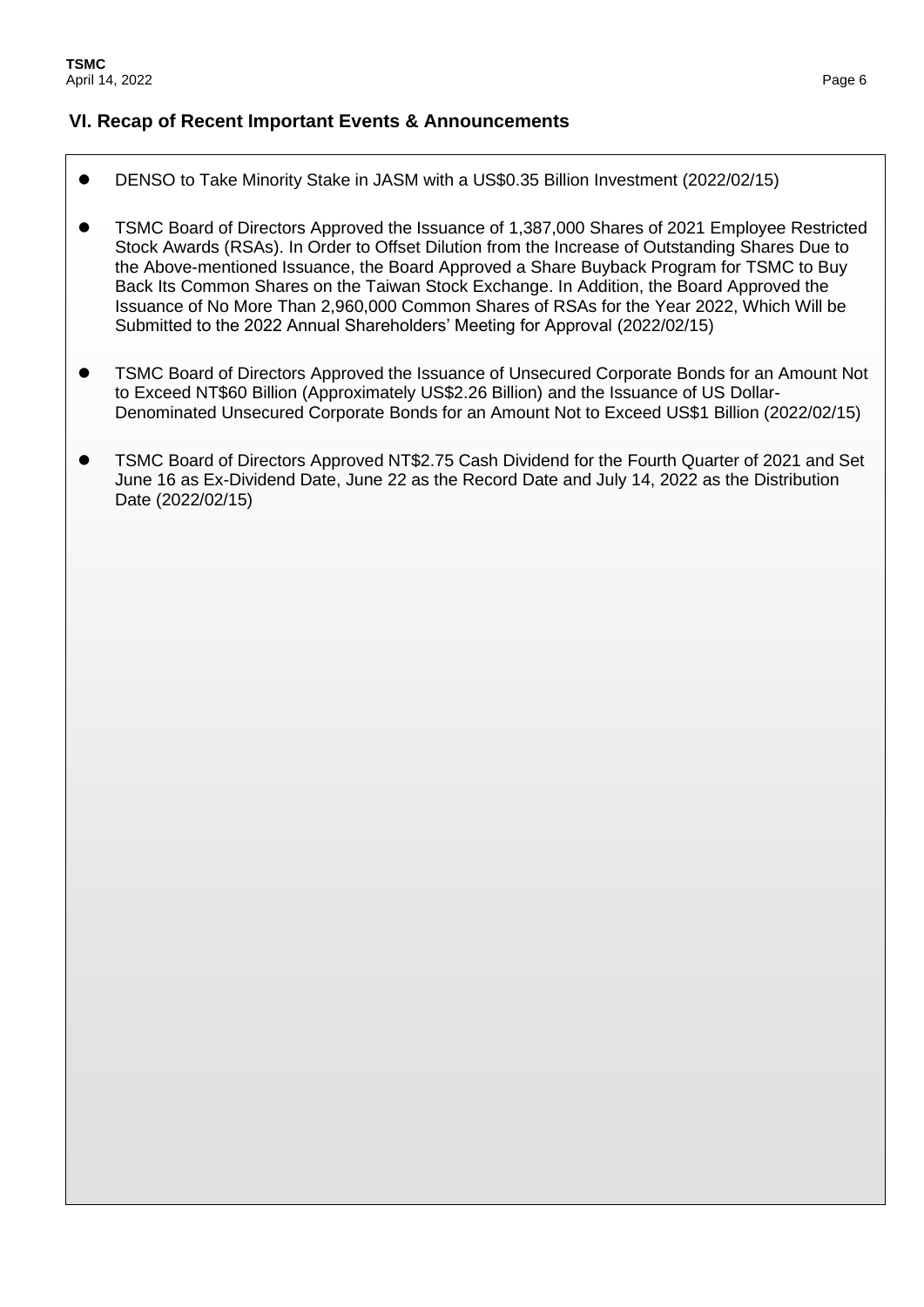## VI. Recap of Recent Important Events & Announcements

- DENSO to Take Minority Stake in JASM with a US$0.35 Billion Investment (2022/02/15)
- TSMC Board of Directors Approved the Issuance of 1,387,000 Shares of 2021 Employee Restricted Stock Awards (RSAs). In Order to Offset Dilution from the Increase of Outstanding Shares Due to the Above-mentioned Issuance, the Board Approved a Share Buyback Program for TSMC to Buy Back Its Common Shares on the Taiwan Stock Exchange. In Addition, the Board Approved the Issuance of No More Than 2,960,000 Common Shares of RSAs for the Year 2022, Which Will be Submitted to the 2022 Annual Shareholders' Meeting for Approval (2022/02/15)
- TSMC Board of Directors Approved the Issuance of Unsecured Corporate Bonds for an Amount Not to Exceed NT$60 Billion (Approximately US$2.26 Billion) and the Issuance of US Dollar-Denominated Unsecured Corporate Bonds for an Amount Not to Exceed US$1 Billion (2022/02/15)
- TSMC Board of Directors Approved NT$2.75 Cash Dividend for the Fourth Quarter of 2021 and Set June 16 as Ex-Dividend Date, June 22 as the Record Date and July 14, 2022 as the Distribution Date (2022/02/15)